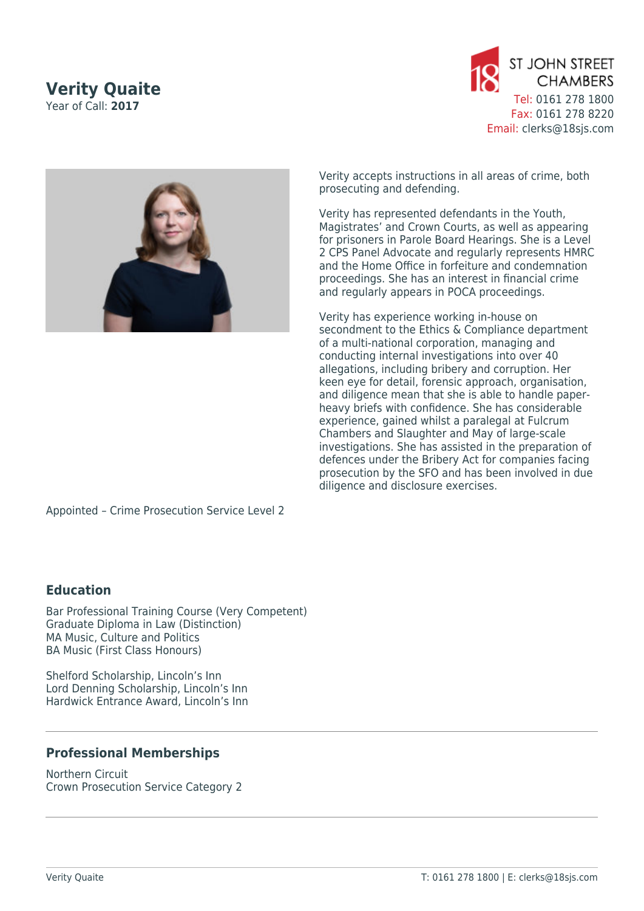# Verity Quaite

Year of Call: **2017**

ST JOHN STREET CHAMBERS
Tel: 0161 278 1800
Fax: 0161 278 8220
Email: clerks@18sjs.com

Verity accepts instructions in all areas of crime, both prosecuting and defending.

Verity has represented defendants in the Youth, Magistrates' and Crown Courts, as well as appearing for prisoners in Parole Board Hearings. She is a Level 2 CPS Panel Advocate and regularly represents HMRC and the Home Office in forfeiture and condemnation proceedings. She has an interest in financial crime and regularly appears in POCA proceedings.

Verity has experience working in-house on secondment to the Ethics & Compliance department of a multi-national corporation, managing and conducting internal investigations into over 40 allegations, including bribery and corruption. Her keen eye for detail, forensic approach, organisation, and diligence mean that she is able to handle paper-heavy briefs with confidence. She has considerable experience, gained whilst a paralegal at Fulcrum Chambers and Slaughter and May of large-scale investigations. She has assisted in the preparation of defences under the Bribery Act for companies facing prosecution by the SFO and has been involved in due diligence and disclosure exercises.

Appointed – Crime Prosecution Service Level 2

## Education

Bar Professional Training Course (Very Competent)
Graduate Diploma in Law (Distinction)
MA Music, Culture and Politics
BA Music (First Class Honours)

Shelford Scholarship, Lincoln's Inn
Lord Denning Scholarship, Lincoln's Inn
Hardwick Entrance Award, Lincoln's Inn

## Professional Memberships

Northern Circuit
Crown Prosecution Service Category 2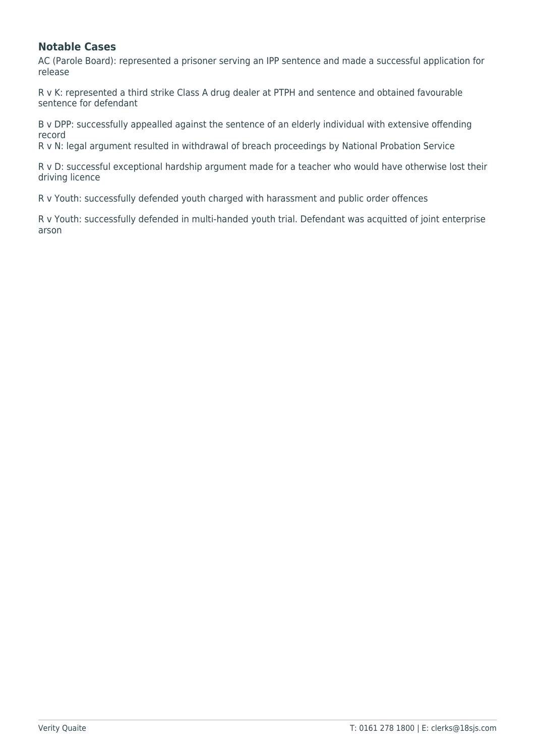### Notable Cases

AC (Parole Board): represented a prisoner serving an IPP sentence and made a successful application for release

R v K: represented a third strike Class A drug dealer at PTPH and sentence and obtained favourable sentence for defendant

B v DPP: successfully appealled against the sentence of an elderly individual with extensive offending record
R v N: legal argument resulted in withdrawal of breach proceedings by National Probation Service

R v D: successful exceptional hardship argument made for a teacher who would have otherwise lost their driving licence

R v Youth: successfully defended youth charged with harassment and public order offences

R v Youth: successfully defended in multi-handed youth trial. Defendant was acquitted of joint enterprise arson